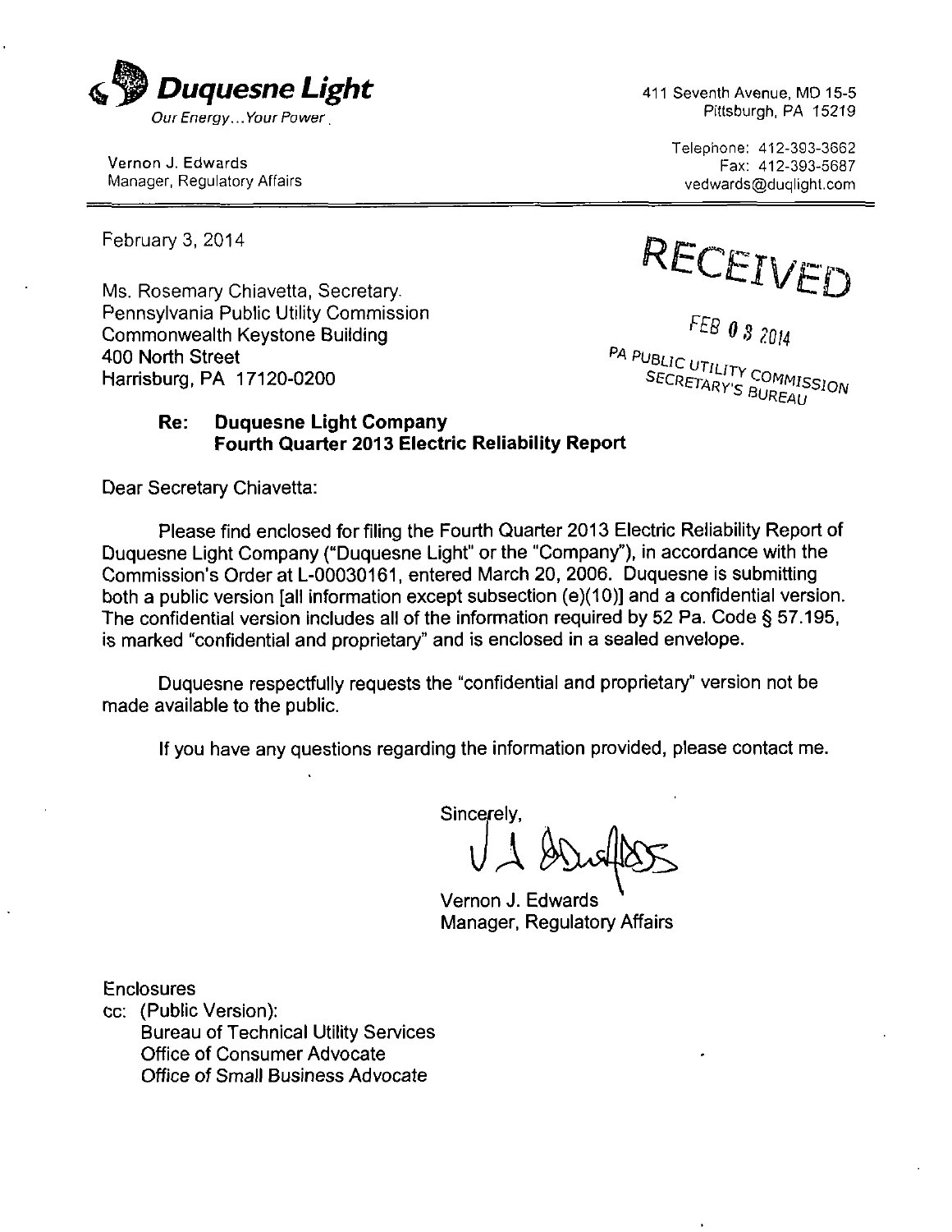**Duquesne Light**
*Our Energy...Your Power*

Vernon J. Edwards
Manager, Regulatory Affairs

411 Seventh Avenue, MD 15-5
Pittsburgh, PA 15219

Telephone: 412-393-3662
Fax: 412-393-5687
vedwards@duqlight.com

---

February 3, 2014

RECEIVED

FEB 03 2014

PA PUBLIC UTILITY COMMISSION
SECRETARY'S BUREAU

Ms. Rosemary Chiavetta, Secretary
Pennsylvania Public Utility Commission
Commonwealth Keystone Building
400 North Street
Harrisburg, PA 17120-0200

**Re: Duquesne Light Company**
**Fourth Quarter 2013 Electric Reliability Report**

Dear Secretary Chiavetta:

Please find enclosed for filing the Fourth Quarter 2013 Electric Reliability Report of Duquesne Light Company ("Duquesne Light" or the "Company"), in accordance with the Commission's Order at L-00030161, entered March 20, 2006. Duquesne is submitting both a public version [all information except subsection (e)(10)] and a confidential version. The confidential version includes all of the information required by 52 Pa. Code § 57.195, is marked "confidential and proprietary" and is enclosed in a sealed envelope.

Duquesne respectfully requests the "confidential and proprietary" version not be made available to the public.

If you have any questions regarding the information provided, please contact me.

Sincerely,

Vernon J. Edwards
Manager, Regulatory Affairs

Enclosures
cc: (Public Version):
Bureau of Technical Utility Services
Office of Consumer Advocate
Office of Small Business Advocate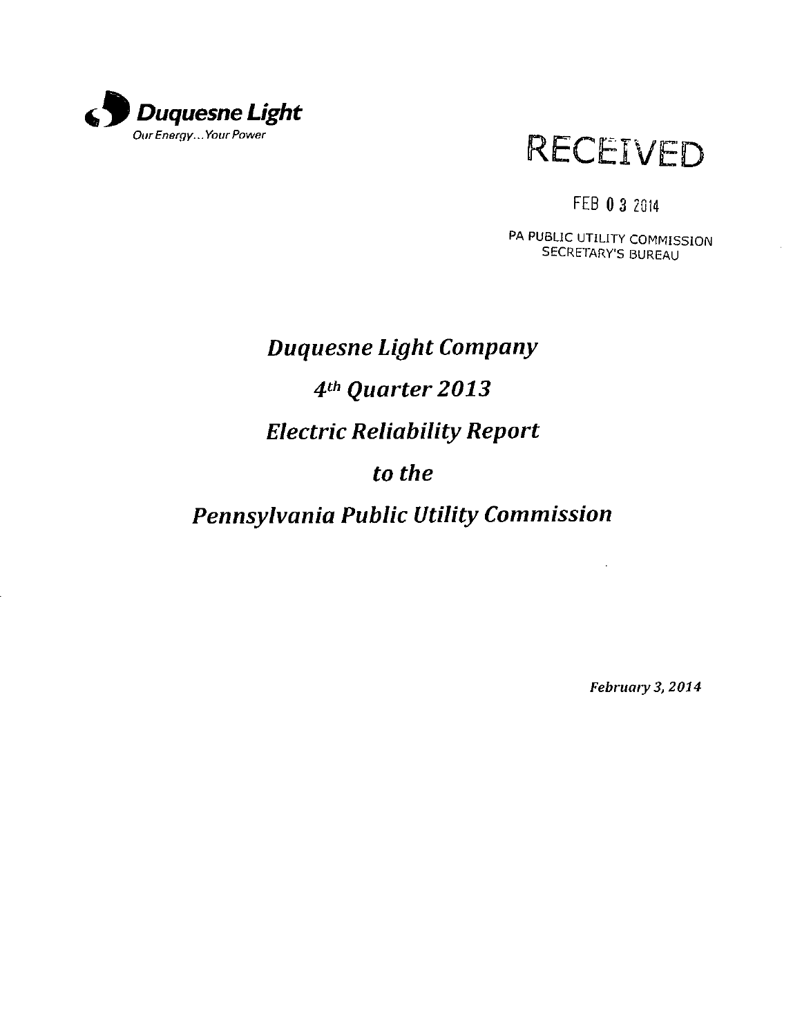Duquesne Light
Our Energy... Your Power

RECEIVED

FEB 03 2014

PA PUBLIC UTILITY COMMISSION
SECRETARY'S BUREAU

# *Duquesne Light Company*

# *4th Quarter 2013*

# *Electric Reliability Report*

# *to the*

# *Pennsylvania Public Utility Commission*

*February 3, 2014*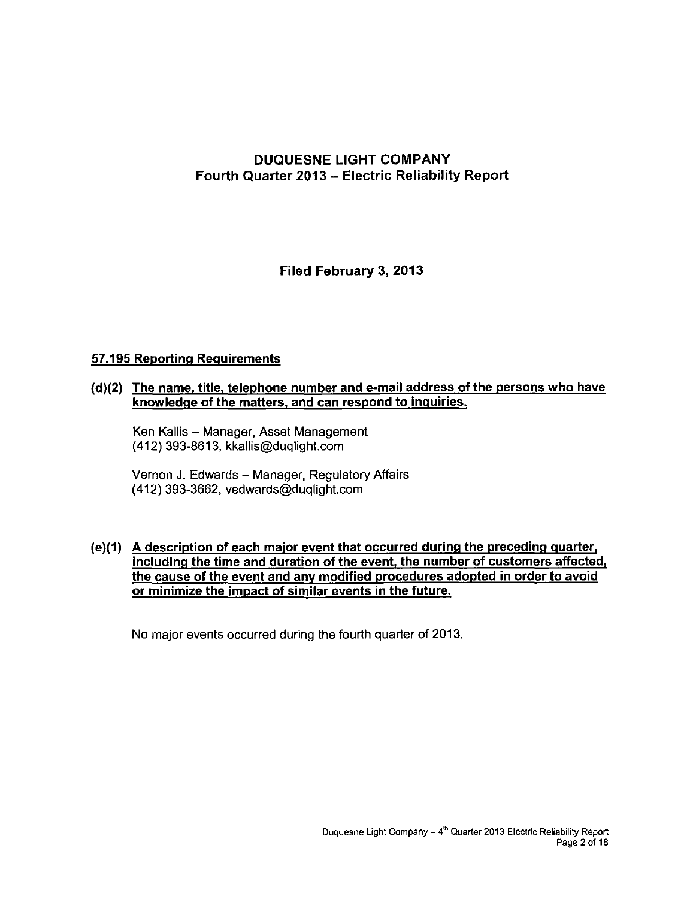# DUQUESNE LIGHT COMPANY
## Fourth Quarter 2013 – Electric Reliability Report

**Filed February 3, 2013**

### 57.195 Reporting Requirements

**(d)(2) The name, title, telephone number and e-mail address of the persons who have knowledge of the matters, and can respond to inquiries.**

Ken Kallis – Manager, Asset Management
(412) 393-8613, kkallis@duqlight.com

Vernon J. Edwards – Manager, Regulatory Affairs
(412) 393-3662, vedwards@duqlight.com

**(e)(1) A description of each major event that occurred during the preceding quarter, including the time and duration of the event, the number of customers affected, the cause of the event and any modified procedures adopted in order to avoid or minimize the impact of similar events in the future.**

No major events occurred during the fourth quarter of 2013.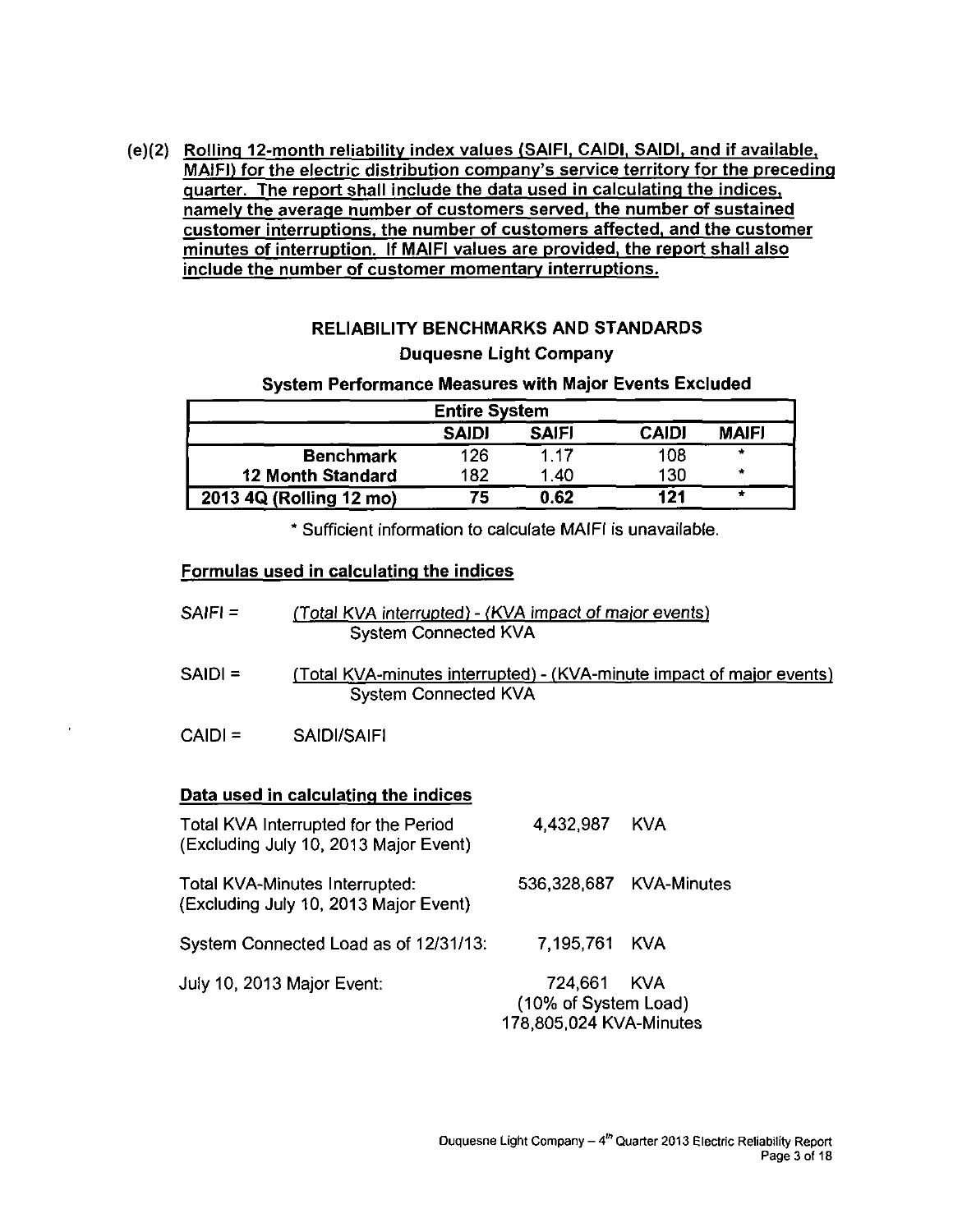(e)(2) **Rolling 12-month reliability index values (SAIFI, CAIDI, SAIDI, and if available, MAIFI) for the electric distribution company's service territory for the preceding quarter. The report shall include the data used in calculating the indices, namely the average number of customers served, the number of sustained customer interruptions, the number of customers affected, and the customer minutes of interruption. If MAIFI values are provided, the report shall also include the number of customer momentary interruptions.**

## RELIABILITY BENCHMARKS AND STANDARDS

### Duquesne Light Company

### System Performance Measures with Major Events Excluded

| Entire System | | | | |
|---|---|---|---|---|
| | **SAIDI** | **SAIFI** | **CAIDI** | **MAIFI** |
| **Benchmark** | 126 | 1.17 | 108 | * |
| **12 Month Standard** | 182 | 1.40 | 130 | * |
| **2013 4Q (Rolling 12 mo)** | **75** | **0.62** | **121** | * |

* Sufficient information to calculate MAIFI is unavailable.

**Formulas used in calculating the indices**

$$SAIFI = \frac{\text{(Total KVA interrupted) - (KVA impact of major events)}}{\text{System Connected KVA}}$$

$$SAIDI = \frac{\text{(Total KVA-minutes interrupted) - (KVA-minute impact of major events)}}{\text{System Connected KVA}}$$

CAIDI = SAIDI/SAIFI

**Data used in calculating the indices**

| | | |
|---|---|---|
| Total KVA Interrupted for the Period (Excluding July 10, 2013 Major Event) | 4,432,987 | KVA |
| Total KVA-Minutes Interrupted: (Excluding July 10, 2013 Major Event) | 536,328,687 | KVA-Minutes |
| System Connected Load as of 12/31/13: | 7,195,761 | KVA |
| July 10, 2013 Major Event: | 724,661 (10% of System Load) 178,805,024 | KVA KVA-Minutes |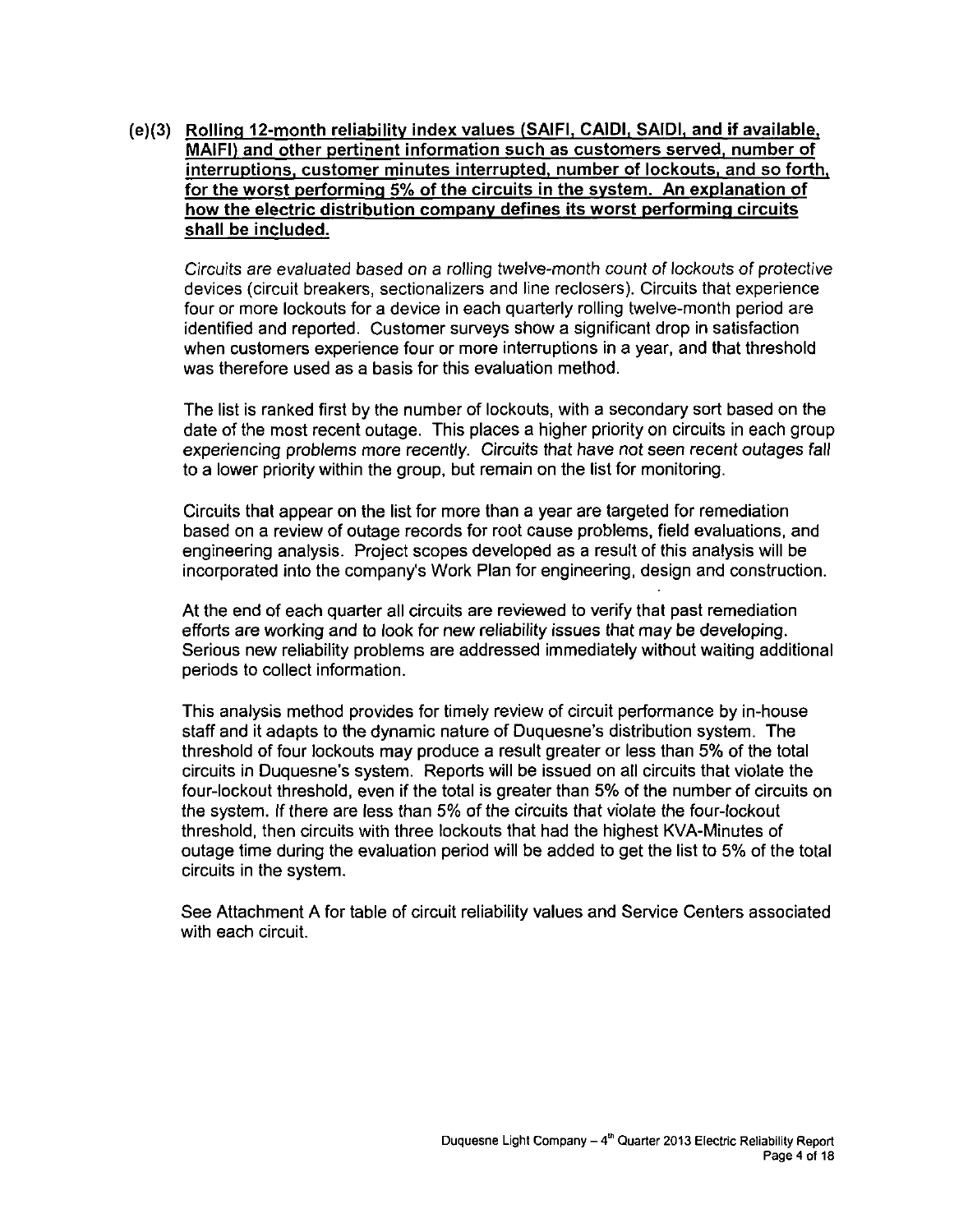**(e)(3) Rolling 12-month reliability index values (SAIFI, CAIDI, SAIDI, and if available, MAIFI) and other pertinent information such as customers served, number of interruptions, customer minutes interrupted, number of lockouts, and so forth, for the worst performing 5% of the circuits in the system. An explanation of how the electric distribution company defines its worst performing circuits shall be included.**

Circuits are evaluated based on a rolling twelve-month count of lockouts of protective devices (circuit breakers, sectionalizers and line reclosers). Circuits that experience four or more lockouts for a device in each quarterly rolling twelve-month period are identified and reported. Customer surveys show a significant drop in satisfaction when customers experience four or more interruptions in a year, and that threshold was therefore used as a basis for this evaluation method.

The list is ranked first by the number of lockouts, with a secondary sort based on the date of the most recent outage. This places a higher priority on circuits in each group experiencing problems more recently. Circuits that have not seen recent outages fall to a lower priority within the group, but remain on the list for monitoring.

Circuits that appear on the list for more than a year are targeted for remediation based on a review of outage records for root cause problems, field evaluations, and engineering analysis. Project scopes developed as a result of this analysis will be incorporated into the company's Work Plan for engineering, design and construction.

At the end of each quarter all circuits are reviewed to verify that past remediation efforts are working and to look for new reliability issues that may be developing. Serious new reliability problems are addressed immediately without waiting additional periods to collect information.

This analysis method provides for timely review of circuit performance by in-house staff and it adapts to the dynamic nature of Duquesne's distribution system. The threshold of four lockouts may produce a result greater or less than 5% of the total circuits in Duquesne's system. Reports will be issued on all circuits that violate the four-lockout threshold, even if the total is greater than 5% of the number of circuits on the system. If there are less than 5% of the circuits that violate the four-lockout threshold, then circuits with three lockouts that had the highest KVA-Minutes of outage time during the evaluation period will be added to get the list to 5% of the total circuits in the system.

See Attachment A for table of circuit reliability values and Service Centers associated with each circuit.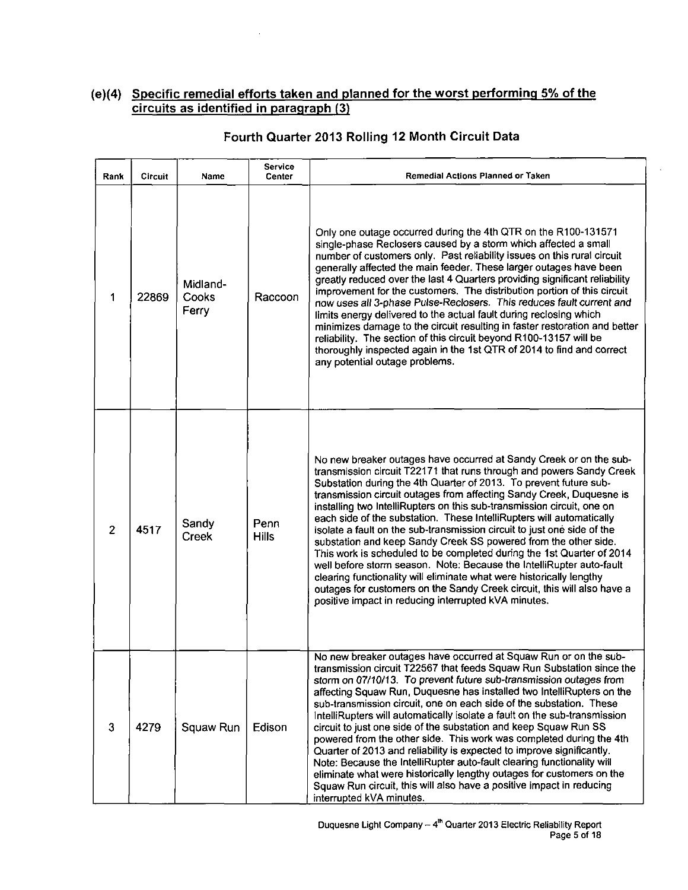## (e)(4) Specific remedial efforts taken and planned for the worst performing 5% of the circuits as identified in paragraph (3)

### Fourth Quarter 2013 Rolling 12 Month Circuit Data

| Rank | Circuit | Name | Service Center | Remedial Actions Planned or Taken |
|---|---|---|---|---|
| 1 | 22869 | Midland-Cooks Ferry | Raccoon | Only one outage occurred during the 4th QTR on the R100-131571 single-phase Reclosers caused by a storm which affected a small number of customers only. Past reliability issues on this rural circuit generally affected the main feeder. These larger outages have been greatly reduced over the last 4 Quarters providing significant reliability improvement for the customers. The distribution portion of this circuit *now uses all 3-phase Pulse-Reclosers. This reduces fault current and* limits energy delivered to the actual fault during reclosing which minimizes damage to the circuit resulting in faster restoration and better reliability. The section of this circuit beyond R100-13157 will be thoroughly inspected again in the 1st QTR of 2014 to find and correct any potential outage problems. |
| 2 | 4517 | Sandy Creek | Penn Hills | No new breaker outages have occurred at Sandy Creek or on the sub-transmission circuit T22171 that runs through and powers Sandy Creek Substation during the 4th Quarter of 2013. To prevent future sub-transmission circuit outages from affecting Sandy Creek, Duquesne is installing two IntelliRupters on this sub-transmission circuit, one on each side of the substation. These IntelliRupters will automatically isolate a fault on the sub-transmission circuit to just one side of the substation and keep Sandy Creek SS powered from the other side. This work is scheduled to be completed during the 1st Quarter of 2014 well before storm season. Note: Because the IntelliRupter auto-fault clearing functionality will eliminate what were historically lengthy outages for customers on the Sandy Creek circuit, this will also have a positive impact in reducing interrupted kVA minutes. |
| 3 | 4279 | Squaw Run | Edison | No new breaker outages have occurred at Squaw Run or on the sub-transmission circuit T22567 that feeds Squaw Run Substation since the storm on 07/10/13. *To prevent future sub-transmission outages from* affecting Squaw Run, Duquesne has installed two IntelliRupters on the sub-transmission circuit, one on each side of the substation. These IntelliRupters will automatically isolate a fault on the sub-transmission circuit to just one side of the substation and keep Squaw Run SS powered from the other side. This work was completed during the 4th Quarter of 2013 and reliability is expected to improve significantly. Note: Because the IntelliRupter auto-fault clearing functionality will eliminate what were historically lengthy outages for customers on the Squaw Run circuit, this will also have a positive impact in reducing interrupted kVA minutes. |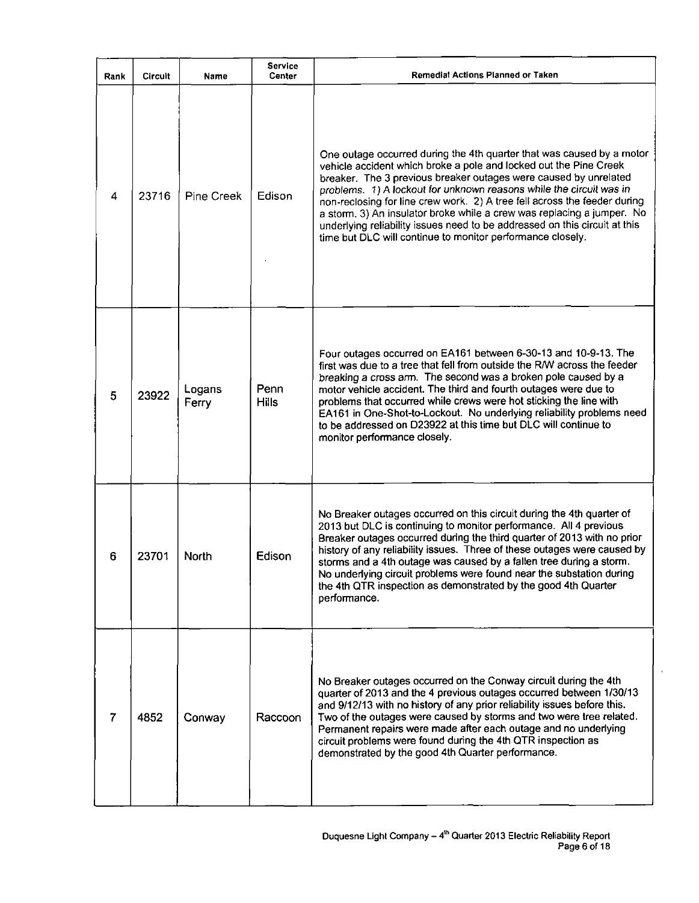| Rank | Circuit | Name | Service Center | Remedial Actions Planned or Taken |
|---|---|---|---|---|
| 4 | 23716 | Pine Creek | Edison | One outage occurred during the 4th quarter that was caused by a motor vehicle accident which broke a pole and locked out the Pine Creek breaker. The 3 previous breaker outages were caused by unrelated problems. 1) A lockout for unknown reasons while the circuit was in non-reclosing for line crew work. 2) A tree fell across the feeder during a storm. 3) An insulator broke while a crew was replacing a jumper. No underlying reliability issues need to be addressed on this circuit at this time but DLC will continue to monitor performance closely. |
| 5 | 23922 | Logans Ferry | Penn Hills | Four outages occurred on EA161 between 6-30-13 and 10-9-13. The first was due to a tree that fell from outside the R/W across the feeder breaking a cross arm. The second was a broken pole caused by a motor vehicle accident. The third and fourth outages were due to problems that occurred while crews were hot sticking the line with EA161 in One-Shot-to-Lockout. No underlying reliability problems need to be addressed on D23922 at this time but DLC will continue to monitor performance closely. |
| 6 | 23701 | North | Edison | No Breaker outages occurred on this circuit during the 4th quarter of 2013 but DLC is continuing to monitor performance. All 4 previous Breaker outages occurred during the third quarter of 2013 with no prior history of any reliability issues. Three of these outages were caused by storms and a 4th outage was caused by a fallen tree during a storm. No underlying circuit problems were found near the substation during the 4th QTR inspection as demonstrated by the good 4th Quarter performance. |
| 7 | 4852 | Conway | Raccoon | No Breaker outages occurred on the Conway circuit during the 4th quarter of 2013 and the 4 previous outages occurred between 1/30/13 and 9/12/13 with no history of any prior reliability issues before this. Two of the outages were caused by storms and two were tree related. Permanent repairs were made after each outage and no underlying circuit problems were found during the 4th QTR inspection as demonstrated by the good 4th Quarter performance. |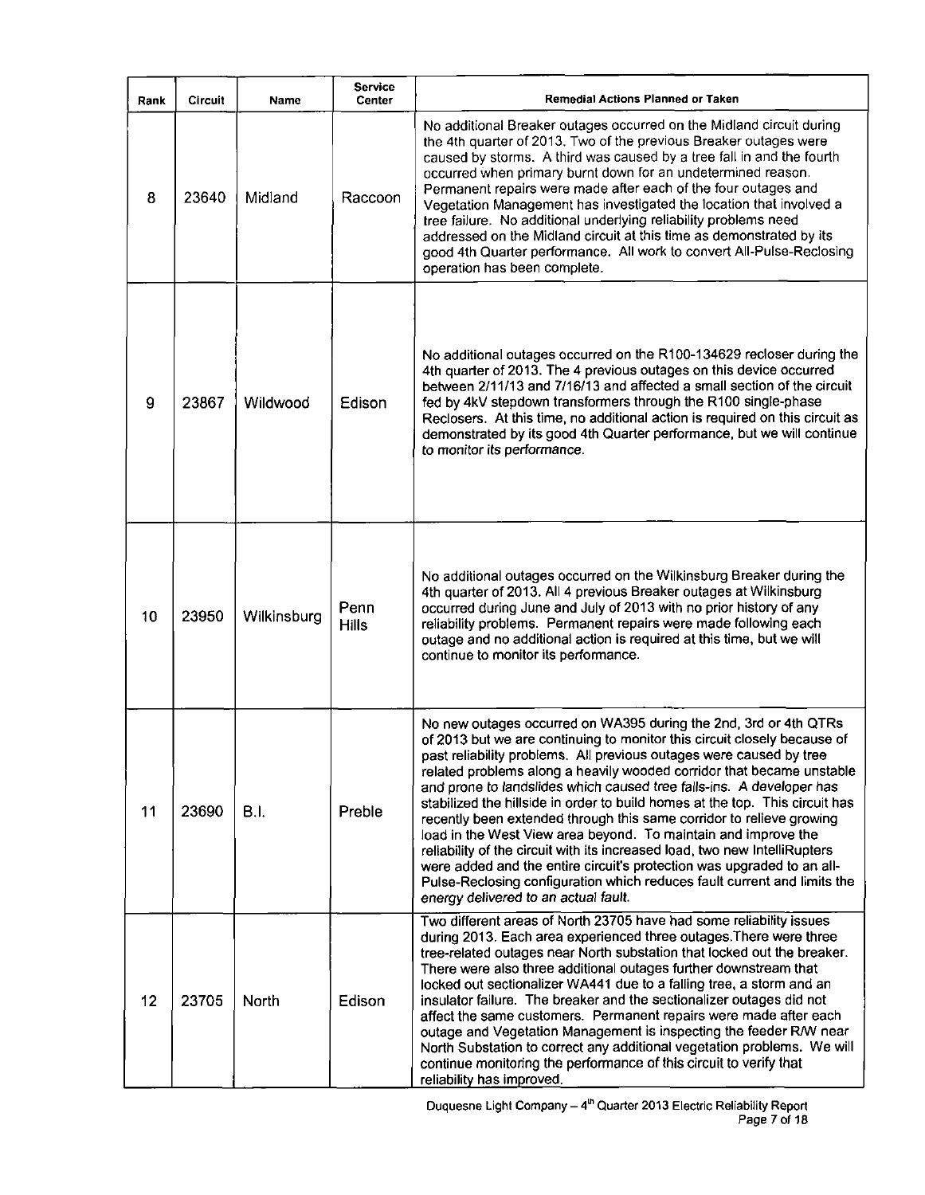| Rank | Circuit | Name | Service Center | Remedial Actions Planned or Taken |
|---|---|---|---|---|
| 8 | 23640 | Midland | Raccoon | No additional Breaker outages occurred on the Midland circuit during the 4th quarter of 2013. Two of the previous Breaker outages were caused by storms. A third was caused by a tree fall in and the fourth occurred when primary burnt down for an undetermined reason. Permanent repairs were made after each of the four outages and Vegetation Management has investigated the location that involved a tree failure. No additional underlying reliability problems need addressed on the Midland circuit at this time as demonstrated by its good 4th Quarter performance. All work to convert All-Pulse-Reclosing operation has been complete. |
| 9 | 23867 | Wildwood | Edison | No additional outages occurred on the R100-134629 recloser during the 4th quarter of 2013. The 4 previous outages on this device occurred between 2/11/13 and 7/16/13 and affected a small section of the circuit fed by 4kV stepdown transformers through the R100 single-phase Reclosers. At this time, no additional action is required on this circuit as demonstrated by its good 4th Quarter performance, but we will continue to monitor its performance. |
| 10 | 23950 | Wilkinsburg | Penn Hills | No additional outages occurred on the Wilkinsburg Breaker during the 4th quarter of 2013. All 4 previous Breaker outages at Wilkinsburg occurred during June and July of 2013 with no prior history of any reliability problems. Permanent repairs were made following each outage and no additional action is required at this time, but we will continue to monitor its performance. |
| 11 | 23690 | B.I. | Preble | No new outages occurred on WA395 during the 2nd, 3rd or 4th QTRs of 2013 but we are continuing to monitor this circuit closely because of past reliability problems. All previous outages were caused by tree related problems along a heavily wooded corridor that became unstable and prone to landslides which caused tree falls-ins. A developer has stabilized the hillside in order to build homes at the top. This circuit has recently been extended through this same corridor to relieve growing load in the West View area beyond. To maintain and improve the reliability of the circuit with its increased load, two new IntelliRupters were added and the entire circuit's protection was upgraded to an all-Pulse-Reclosing configuration which reduces fault current and limits the energy delivered to an actual fault. |
| 12 | 23705 | North | Edison | Two different areas of North 23705 have had some reliability issues during 2013. Each area experienced three outages.There were three tree-related outages near North substation that locked out the breaker. There were also three additional outages further downstream that locked out sectionalizer WA441 due to a falling tree, a storm and an insulator failure. The breaker and the sectionalizer outages did not affect the same customers. Permanent repairs were made after each outage and Vegetation Management is inspecting the feeder R/W near North Substation to correct any additional vegetation problems. We will continue monitoring the performance of this circuit to verify that reliability has improved. |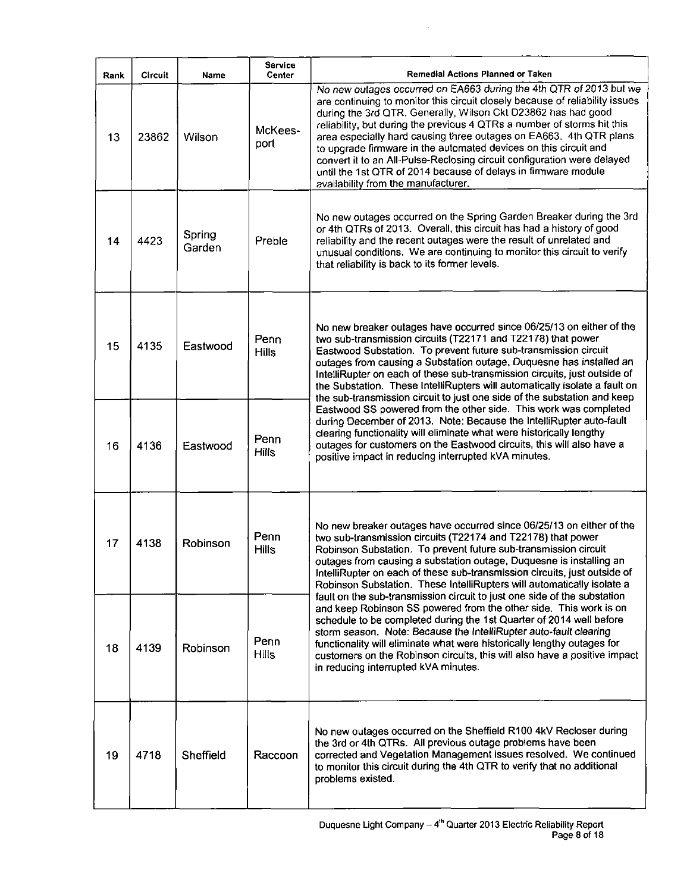| Rank | Circuit | Name | Service Center | Remedial Actions Planned or Taken |
|---|---|---|---|---|
| 13 | 23862 | Wilson | McKees-port | *No new outages occurred on EA663 during the 4th QTR of 2013 but we are continuing to monitor this circuit closely because of reliability issues during the 3rd QTR.* Generally, Wilson Ckt D23862 has had good reliability, but during the previous 4 QTRs a number of storms hit this area especially hard causing three outages on EA663. 4th QTR plans to upgrade firmware in the automated devices on this circuit and convert it to an All-Pulse-Reclosing circuit configuration were delayed until the 1st QTR of 2014 because of delays in firmware module availability from the manufacturer. |
| 14 | 4423 | Spring Garden | Preble | No new outages occurred on the Spring Garden Breaker during the 3rd or 4th QTRs of 2013. Overall, this circuit has had a history of good reliability and the recent outages were the result of unrelated and unusual conditions. We are continuing to monitor this circuit to verify that reliability is back to its former levels. |
| 15 | 4135 | Eastwood | Penn Hills | No new breaker outages have occurred since 06/25/13 on either of the two sub-transmission circuits (T22171 and T22178) that power Eastwood Substation. To prevent future sub-transmission circuit outages from causing a Substation outage, Duquesne has *installed* an IntelliRupter on each of these sub-transmission circuits, just outside of the Substation. These IntelliRupters will automatically isolate a fault on the sub-transmission circuit to just one side of the substation and keep Eastwood SS powered from the other side. This work was completed during December of 2013. Note: Because the IntelliRupter auto-fault clearing functionality will eliminate what were historically lengthy outages for customers on the Eastwood circuits, this will also have a positive impact in reducing interrupted kVA minutes. |
| 16 | 4136 | Eastwood | Penn Hills | |
| 17 | 4138 | Robinson | Penn Hills | No new breaker outages have occurred since 06/25/13 on either of the two sub-transmission circuits (T22174 and T22178) that power Robinson Substation. To prevent future sub-transmission circuit outages from causing a substation outage, Duquesne is installing an IntelliRupter on each of these sub-transmission circuits, just outside of Robinson Substation. These IntelliRupters will automatically isolate a fault on the sub-transmission circuit to just one side of the substation and keep Robinson SS powered from the other side. This work is on schedule to be completed during the 1st Quarter of 2014 well before storm season. Note: *Because the IntelliRupter auto-fault clearing* functionality will eliminate what were historically lengthy outages for customers on the Robinson circuits, this will also have a positive impact in reducing interrupted kVA minutes. |
| 18 | 4139 | Robinson | Penn Hills | |
| 19 | 4718 | Sheffield | Raccoon | No new outages occurred on the Sheffield R100 4kV Recloser during the 3rd or 4th QTRs. All previous outage problems have been corrected and Vegetation Management issues resolved. We continued to monitor this circuit during the 4th QTR to verify that no additional problems existed. |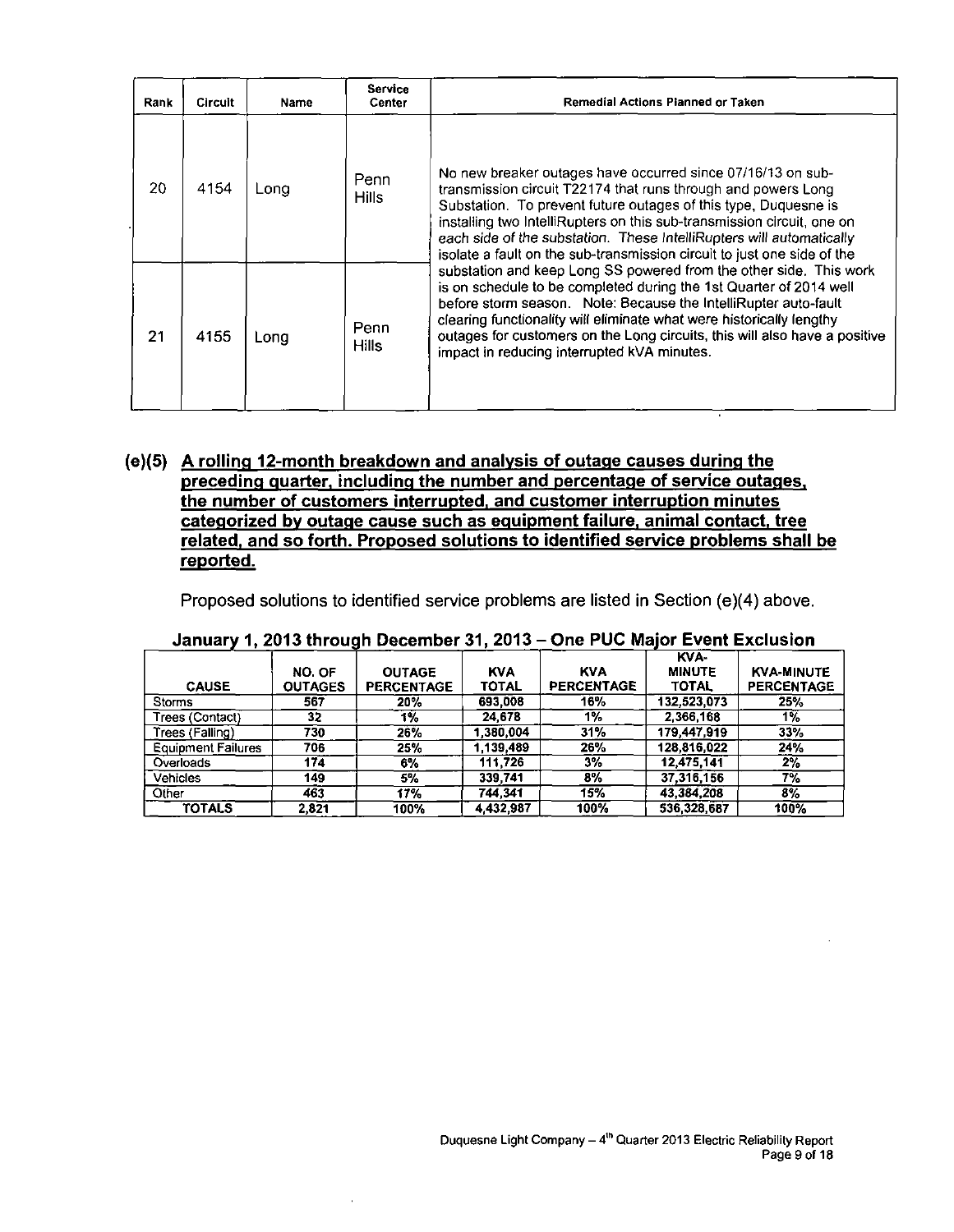| Rank | Circuit | Name | Service Center | Remedial Actions Planned or Taken |
|---|---|---|---|---|
| 20 | 4154 | Long | Penn Hills | No new breaker outages have occurred since 07/16/13 on sub-transmission circuit T22174 that runs through and powers Long Substation. To prevent future outages of this type, Duquesne is installing two IntelliRupters on this sub-transmission circuit, one on each side of the substation. *These IntelliRupters will automatically isolate a fault on the sub-transmission circuit to just one side of the substation and keep Long SS powered from the other side.* This work is on schedule to be completed during the 1st Quarter of 2014 well before storm season. Note: Because the IntelliRupter auto-fault clearing functionality will eliminate what were historically lengthy outages for customers on the Long circuits, this will also have a positive impact in reducing interrupted kVA minutes. |
| 21 | 4155 | Long | Penn Hills | |

**(e)(5) A rolling 12-month breakdown and analysis of outage causes during the preceding quarter, including the number and percentage of service outages, the number of customers interrupted, and customer interruption minutes categorized by outage cause such as equipment failure, animal contact, tree related, and so forth. Proposed solutions to identified service problems shall be reported.**

Proposed solutions to identified service problems are listed in Section (e)(4) above.

**January 1, 2013 through December 31, 2013 – One PUC Major Event Exclusion**

| CAUSE | NO. OF OUTAGES | OUTAGE PERCENTAGE | KVA TOTAL | KVA PERCENTAGE | KVA-MINUTE TOTAL | KVA-MINUTE PERCENTAGE |
|---|---|---|---|---|---|---|
| Storms | 567 | 20% | 693,008 | 16% | 132,523,073 | 25% |
| Trees (Contact) | 32 | 1% | 24,678 | 1% | 2,366,168 | 1% |
| Trees (Falling) | 730 | 26% | 1,380,004 | 31% | 179,447,919 | 33% |
| Equipment Failures | 706 | 25% | 1,139,489 | 26% | 128,816,022 | 24% |
| Overloads | 174 | 6% | 111,726 | 3% | 12,475,141 | 2% |
| Vehicles | 149 | 5% | 339,741 | 8% | 37,316,156 | 7% |
| Other | 463 | 17% | 744,341 | 15% | 43,384,208 | 8% |
| TOTALS | 2,821 | 100% | 4,432,987 | 100% | 536,328,687 | 100% |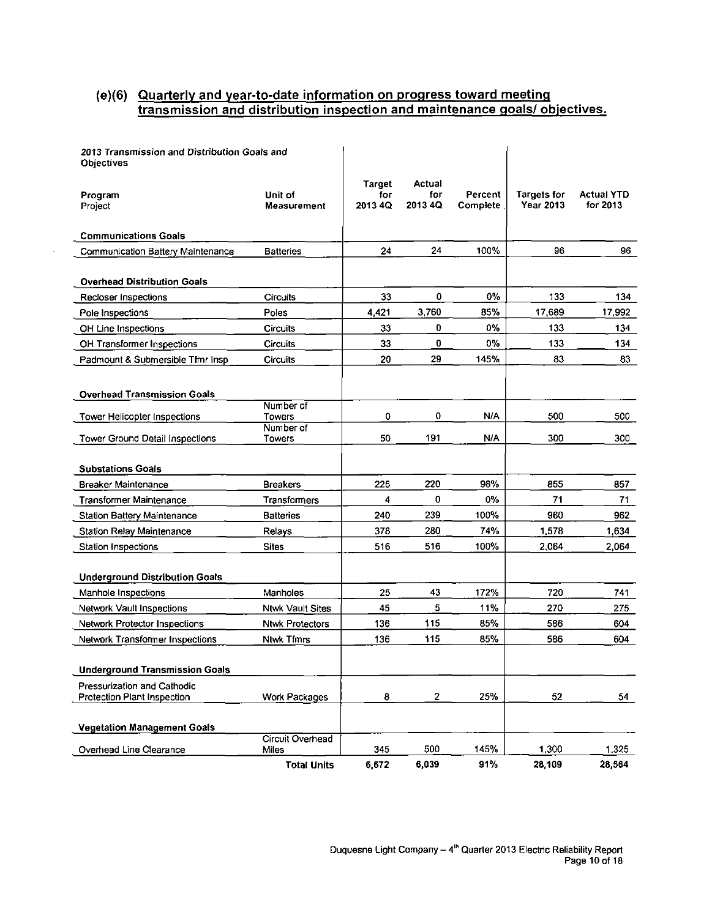## (e)(6) Quarterly and year-to-date information on progress toward meeting transmission and distribution inspection and maintenance goals/ objectives.

| *2013 Transmission and Distribution Goals and* **Objectives** | | | | | | |
|---|---|---|---|---|---|---|
| **Program** Project | Unit of Measurement | Target for 2013 4Q | Actual for 2013 4Q | Percent Complete | Targets for Year 2013 | Actual YTD for 2013 |
| **Communications Goals** | | | | | | |
| Communication Battery Maintenance | Batteries | 24 | 24 | 100% | 96 | 96 |
| **Overhead Distribution Goals** | | | | | | |
| Recloser Inspections | Circuits | 33 | 0 | 0% | 133 | 134 |
| Pole Inspections | Poles | 4,421 | 3,760 | 85% | 17,689 | 17,992 |
| OH Line Inspections | Circuits | 33 | 0 | 0% | 133 | 134 |
| OH Transformer Inspections | Circuits | 33 | 0 | 0% | 133 | 134 |
| Padmount & Submersible Tfmr Insp | Circuits | 20 | 29 | 145% | 83 | 83 |
| **Overhead Transmission Goals** | | | | | | |
| Tower Helicopter Inspections | Number of Towers | 0 | 0 | N/A | 500 | 500 |
| Tower Ground Detail Inspections | Number of Towers | 50 | 191 | N/A | 300 | 300 |
| **Substations Goals** | | | | | | |
| Breaker Maintenance | Breakers | 225 | 220 | 98% | 855 | 857 |
| Transformer Maintenance | Transformers | 4 | 0 | 0% | 71 | 71 |
| Station Battery Maintenance | Batteries | 240 | 239 | 100% | 960 | 962 |
| Station Relay Maintenance | Relays | 378 | 280 | 74% | 1,578 | 1,634 |
| Station Inspections | Sites | 516 | 516 | 100% | 2,064 | 2,064 |
| **Underground Distribution Goals** | | | | | | |
| Manhole Inspections | Manholes | 25 | 43 | 172% | 720 | 741 |
| Network Vault Inspections | Ntwk Vault Sites | 45 | 5 | 11% | 270 | 275 |
| Network Protector Inspections | Ntwk Protectors | 136 | 115 | 85% | 586 | 604 |
| Network Transformer Inspections | Ntwk Tfmrs | 136 | 115 | 85% | 586 | 604 |
| **Underground Transmission Goals** | | | | | | |
| Pressurization and Cathodic Protection Plant Inspection | Work Packages | 8 | 2 | 25% | 52 | 54 |
| **Vegetation Management Goals** | | | | | | |
| Overhead Line Clearance | Circuit Overhead Miles | 345 | 500 | 145% | 1,300 | 1,325 |
| | **Total Units** | **6,672** | **6,039** | **91%** | **28,109** | **28,564** |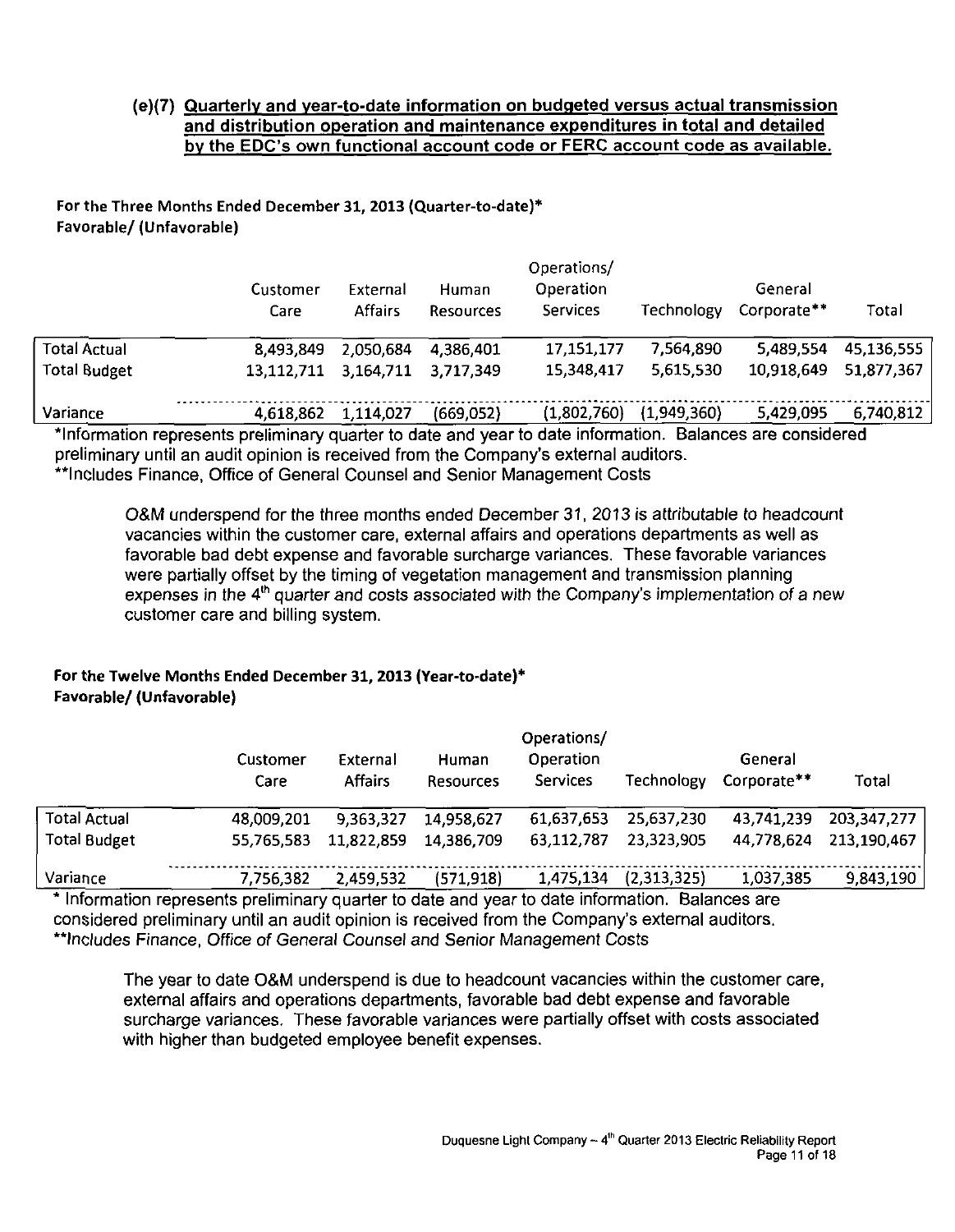### (e)(7) Quarterly and year-to-date information on budgeted versus actual transmission and distribution operation and maintenance expenditures in total and detailed by the EDC's own functional account code or FERC account code as available.

**For the Three Months Ended December 31, 2013 (Quarter-to-date)\***
**Favorable/ (Unfavorable)**

| | Customer Care | External Affairs | Human Resources | Operations/ Operation Services | Technology | General Corporate** | Total |
|---|---|---|---|---|---|---|---|
| Total Actual | 8,493,849 | 2,050,684 | 4,386,401 | 17,151,177 | 7,564,890 | 5,489,554 | 45,136,555 |
| Total Budget | 13,112,711 | 3,164,711 | 3,717,349 | 15,348,417 | 5,615,530 | 10,918,649 | 51,877,367 |
| Variance | 4,618,862 | 1,114,027 | (669,052) | (1,802,760) | (1,949,360) | 5,429,095 | 6,740,812 |

*Information represents preliminary quarter to date and year to date information. Balances are considered preliminary until an audit opinion is received from the Company's external auditors.
**Includes Finance, Office of General Counsel and Senior Management Costs

*O&M underspend for the three months ended December 31, 2013 is attributable to headcount vacancies within the customer care, external affairs and operations departments as well as favorable bad debt expense and favorable surcharge variances. These favorable variances were partially offset by the timing of vegetation management and transmission planning expenses in the 4th quarter and costs associated with the Company's implementation of a new customer care and billing system.*

**For the Twelve Months Ended December 31, 2013 (Year-to-date)\***
**Favorable/ (Unfavorable)**

| | Customer Care | External Affairs | Human Resources | Operations/ Operation Services | Technology | General Corporate** | Total |
|---|---|---|---|---|---|---|---|
| Total Actual | 48,009,201 | 9,363,327 | 14,958,627 | 61,637,653 | 25,637,230 | 43,741,239 | 203,347,277 |
| Total Budget | 55,765,583 | 11,822,859 | 14,386,709 | 63,112,787 | 23,323,905 | 44,778,624 | 213,190,467 |
| Variance | 7,756,382 | 2,459,532 | (571,918) | 1,475,134 | (2,313,325) | 1,037,385 | 9,843,190 |

\* Information represents preliminary quarter to date and year to date information. Balances are considered preliminary until an audit opinion is received from the Company's external auditors.
**Includes Finance, Office of General Counsel and Senior Management Costs

The year to date O&M underspend is due to headcount vacancies within the customer care, external affairs and operations departments, favorable bad debt expense and favorable surcharge variances. These favorable variances were partially offset with costs associated with higher than budgeted employee benefit expenses.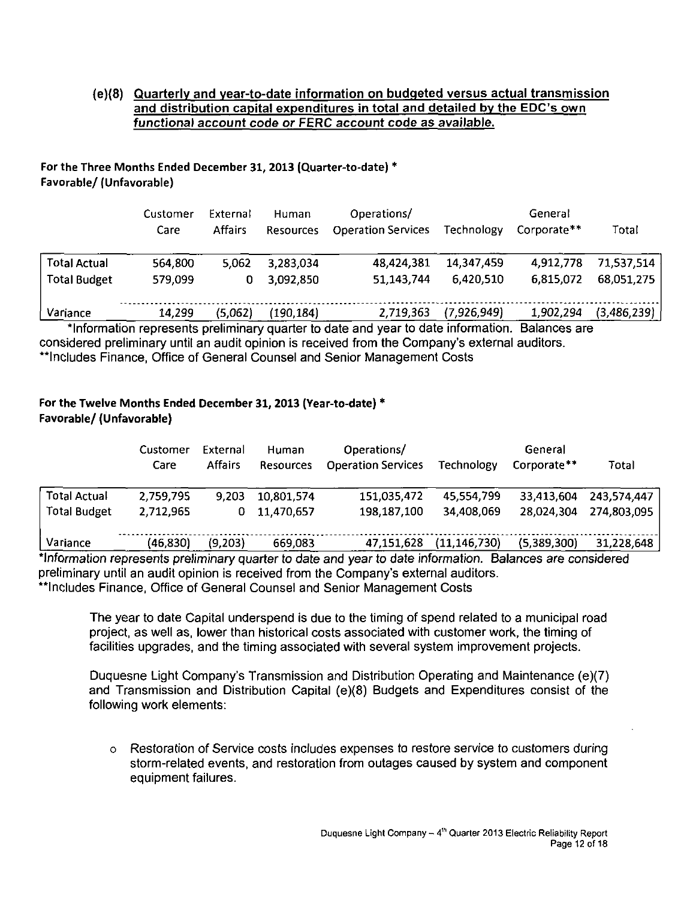### (e)(8) Quarterly and year-to-date information on budgeted versus actual transmission and distribution capital expenditures in total and detailed by the EDC's own *functional account code or FERC account code as available.*

**For the Three Months Ended December 31, 2013 (Quarter-to-date) \***
**Favorable/ (Unfavorable)**

| | Customer Care | External Affairs | Human Resources | Operations/ Operation Services | Technology | General Corporate** | Total |
|---|---|---|---|---|---|---|---|
| Total Actual | 564,800 | 5,062 | 3,283,034 | 48,424,381 | 14,347,459 | 4,912,778 | 71,537,514 |
| Total Budget | 579,099 | 0 | 3,092,850 | 51,143,744 | 6,420,510 | 6,815,072 | 68,051,275 |
| Variance | 14,299 | (5,062) | (190,184) | 2,719,363 | (7,926,949) | 1,902,294 | (3,486,239) |

*Information represents preliminary quarter to date and year to date information. Balances are considered preliminary until an audit opinion is received from the Company's external auditors.
**Includes Finance, Office of General Counsel and Senior Management Costs

**For the Twelve Months Ended December 31, 2013 (Year-to-date) \***
**Favorable/ (Unfavorable)**

| | Customer Care | External Affairs | Human Resources | Operations/ Operation Services | Technology | General Corporate** | Total |
|---|---|---|---|---|---|---|---|
| Total Actual | 2,759,795 | 9,203 | 10,801,574 | 151,035,472 | 45,554,799 | 33,413,604 | 243,574,447 |
| Total Budget | 2,712,965 | 0 | 11,470,657 | 198,187,100 | 34,408,069 | 28,024,304 | 274,803,095 |
| Variance | (46,830) | (9,203) | 669,083 | 47,151,628 | (11,146,730) | (5,389,300) | 31,228,648 |

*Information represents preliminary quarter to date and year to date information. Balances are considered preliminary until an audit opinion is received from the Company's external auditors.
**Includes Finance, Office of General Counsel and Senior Management Costs

The year to date Capital underspend is due to the timing of spend related to a municipal road project, as well as, lower than historical costs associated with customer work, the timing of facilities upgrades, and the timing associated with several system improvement projects.

Duquesne Light Company's Transmission and Distribution Operating and Maintenance (e)(7) and Transmission and Distribution Capital (e)(8) Budgets and Expenditures consist of the following work elements:

- Restoration of Service costs includes expenses to restore service to customers during storm-related events, and restoration from outages caused by system and component equipment failures.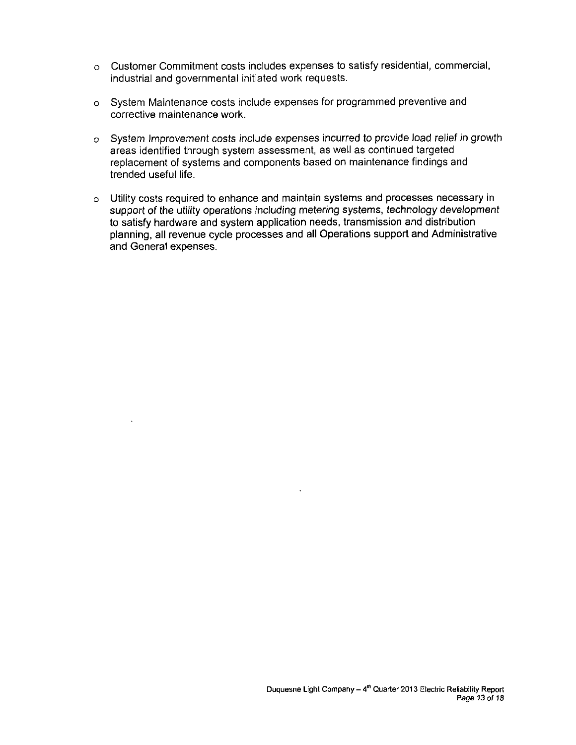- Customer Commitment costs includes expenses to satisfy residential, commercial, industrial and governmental initiated work requests.

- System Maintenance costs include expenses for programmed preventive and corrective maintenance work.

- System Improvement costs include expenses incurred to provide load relief in growth areas identified through system assessment, as well as continued targeted replacement of systems and components based on maintenance findings and trended useful life.

- Utility costs required to enhance and maintain systems and processes necessary in support of the utility operations including metering systems, technology development to satisfy hardware and system application needs, transmission and distribution planning, all revenue cycle processes and all Operations support and Administrative and General expenses.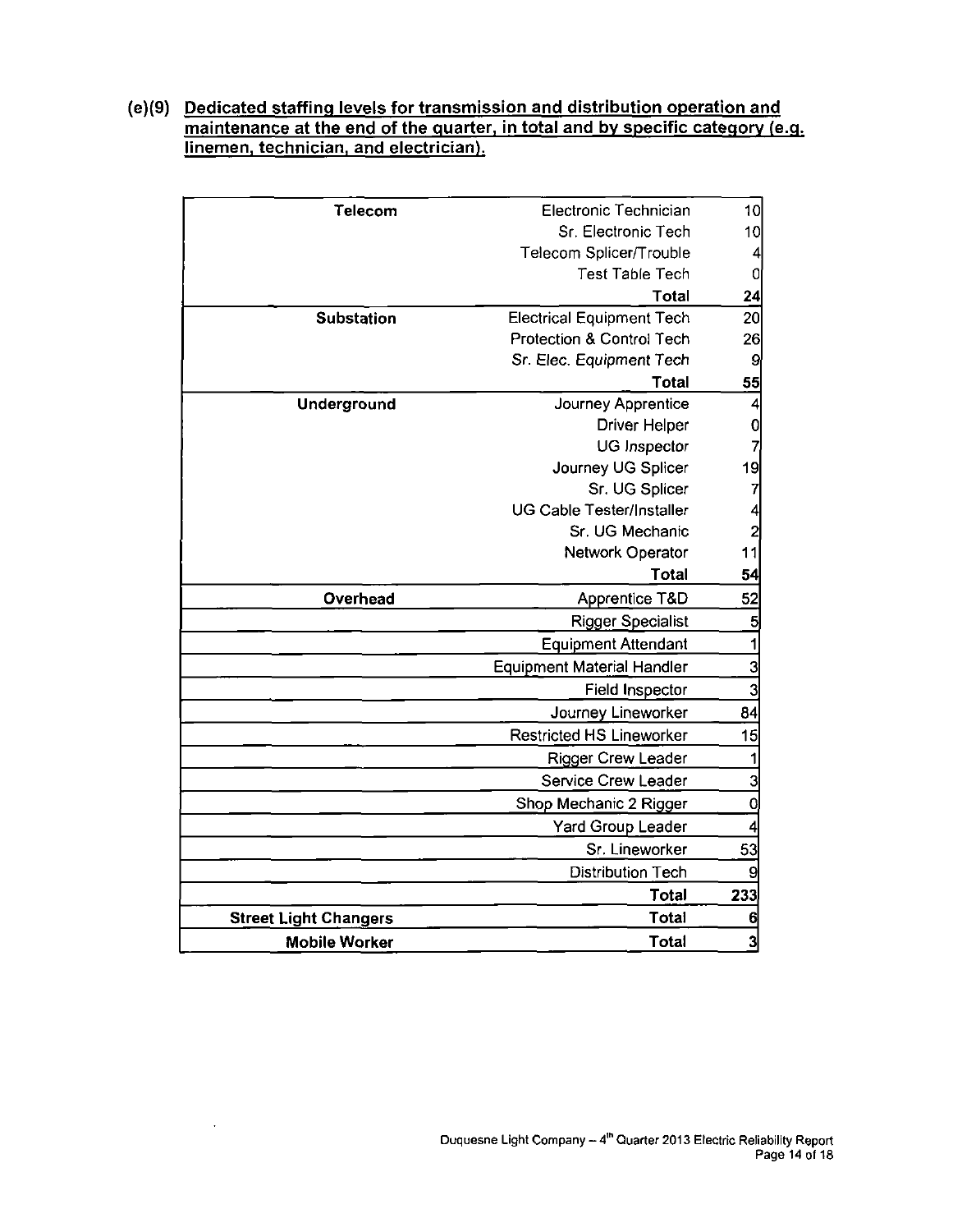**(e)(9) Dedicated staffing levels for transmission and distribution operation and maintenance at the end of the quarter, in total and by specific category (e.g. linemen, technician, and electrician).**

| Category | Position | Count |
|---|---|---|
| **Telecom** | Electronic Technician | 10 |
| | Sr. Electronic Tech | 10 |
| | Telecom Splicer/Trouble | 4 |
| | Test Table Tech | 0 |
| | **Total** | **24** |
| **Substation** | Electrical Equipment Tech | 20 |
| | Protection & Control Tech | 26 |
| | Sr. Elec. Equipment Tech | 9 |
| | **Total** | **55** |
| **Underground** | Journey Apprentice | 4 |
| | Driver Helper | 0 |
| | UG Inspector | 7 |
| | Journey UG Splicer | 19 |
| | Sr. UG Splicer | 7 |
| | UG Cable Tester/Installer | 4 |
| | Sr. UG Mechanic | 2 |
| | Network Operator | 11 |
| | **Total** | **54** |
| **Overhead** | Apprentice T&D | 52 |
| | Rigger Specialist | 5 |
| | Equipment Attendant | 1 |
| | Equipment Material Handler | 3 |
| | Field Inspector | 3 |
| | Journey Lineworker | 84 |
| | Restricted HS Lineworker | 15 |
| | Rigger Crew Leader | 1 |
| | Service Crew Leader | 3 |
| | Shop Mechanic 2 Rigger | 0 |
| | Yard Group Leader | 4 |
| | Sr. Lineworker | 53 |
| | Distribution Tech | 9 |
| | **Total** | **233** |
| **Street Light Changers** | **Total** | **6** |
| **Mobile Worker** | **Total** | **3** |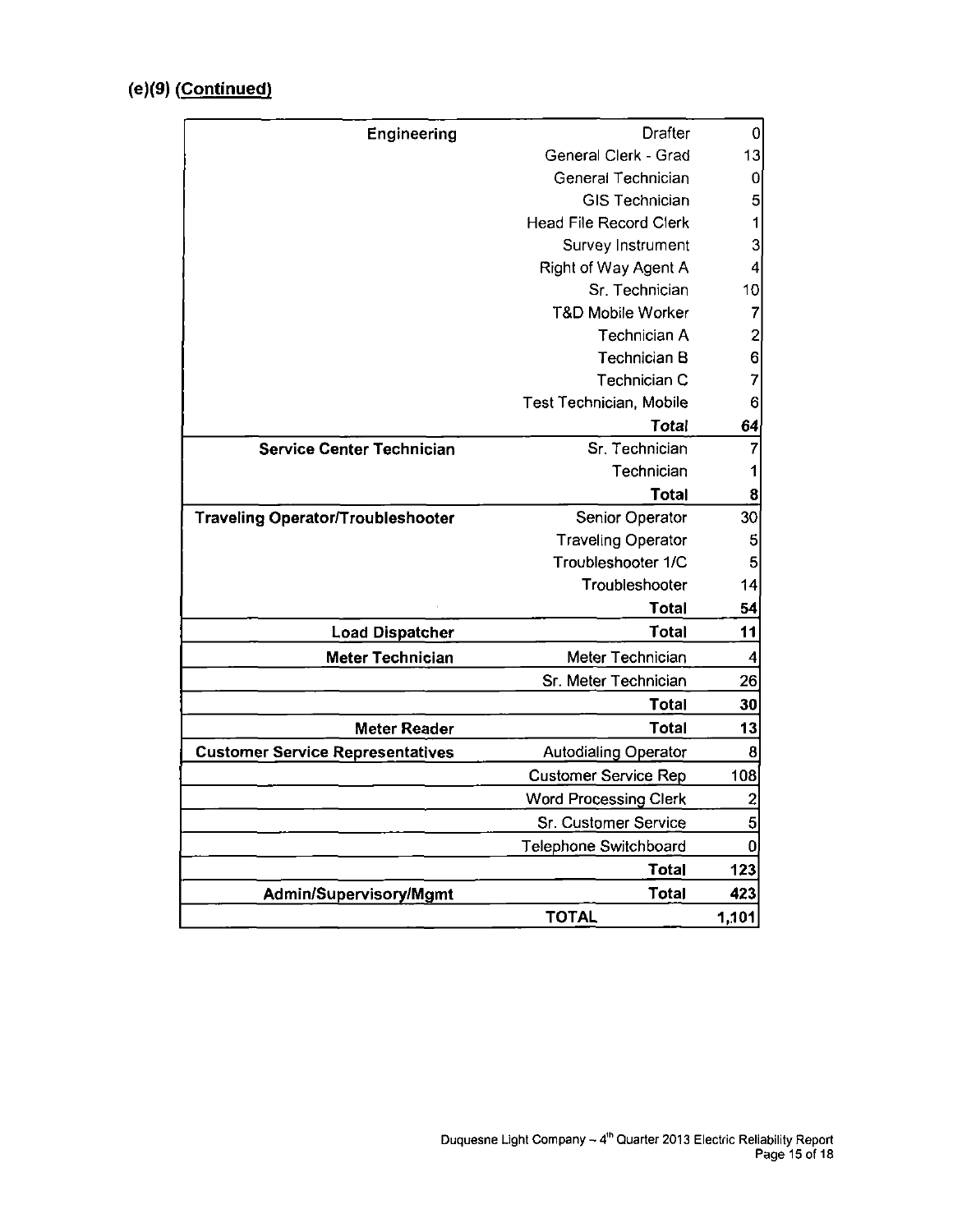## (e)(9) (Continued)

| | | |
|---|---|---|
| **Engineering** | Drafter | 0 |
| | General Clerk - Grad | 13 |
| | General Technician | 0 |
| | GIS Technician | 5 |
| | Head File Record Clerk | 1 |
| | Survey Instrument | 3 |
| | Right of Way Agent A | 4 |
| | Sr. Technician | 10 |
| | T&D Mobile Worker | 7 |
| | Technician A | 2 |
| | Technician B | 6 |
| | Technician C | 7 |
| | Test Technician, Mobile | 6 |
| | **Total** | **64** |
| **Service Center Technician** | Sr. Technician | 7 |
| | Technician | 1 |
| | **Total** | **8** |
| **Traveling Operator/Troubleshooter** | Senior Operator | 30 |
| | Traveling Operator | 5 |
| | Troubleshooter 1/C | 5 |
| | Troubleshooter | 14 |
| | **Total** | **54** |
| **Load Dispatcher** | **Total** | **11** |
| **Meter Technician** | Meter Technician | 4 |
| | Sr. Meter Technician | 26 |
| | **Total** | **30** |
| **Meter Reader** | **Total** | **13** |
| **Customer Service Representatives** | Autodialing Operator | 8 |
| | Customer Service Rep | 108 |
| | Word Processing Clerk | 2 |
| | Sr. Customer Service | 5 |
| | Telephone Switchboard | 0 |
| | **Total** | **123** |
| **Admin/Supervisory/Mgmt** | **Total** | **423** |
| | **TOTAL** | **1,101** |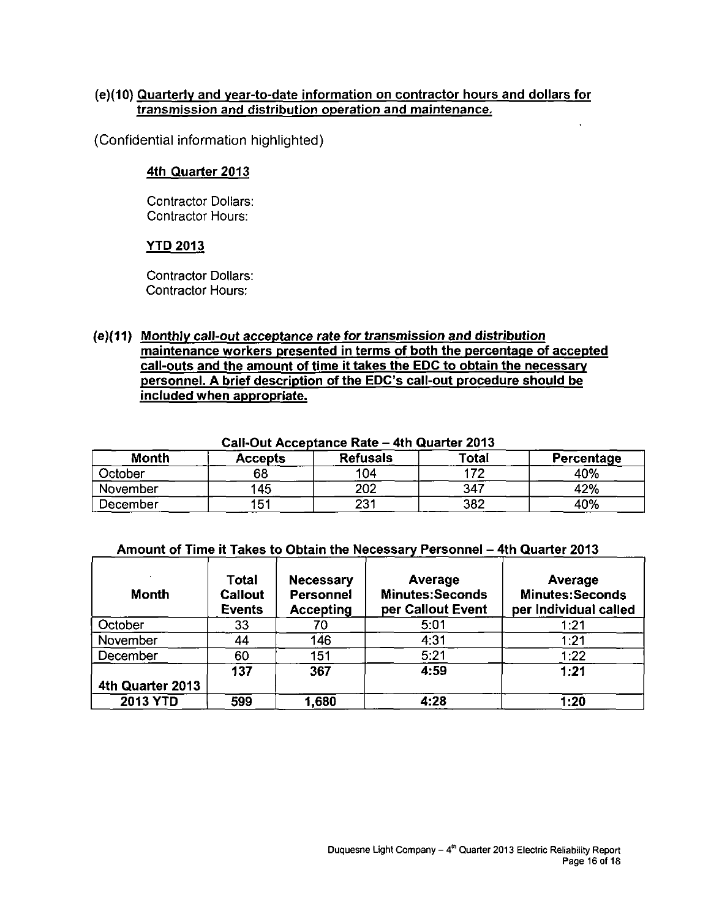**(e)(10) Quarterly and year-to-date information on contractor hours and dollars for transmission and distribution operation and maintenance.**

(Confidential information highlighted)

**4th Quarter 2013**

Contractor Dollars:
Contractor Hours:

**YTD 2013**

Contractor Dollars:
Contractor Hours:

***(e)(11)* Monthly call-out acceptance rate for transmission and distribution maintenance workers presented in terms of both the percentage of accepted call-outs and the amount of time it takes the EDC to obtain the necessary personnel. A brief description of the EDC's call-out procedure should be included when appropriate.**

**Call-Out Acceptance Rate – 4th Quarter 2013**

| Month | Accepts | Refusals | Total | Percentage |
|---|---|---|---|---|
| October | 68 | 104 | 172 | 40% |
| November | 145 | 202 | 347 | 42% |
| December | 151 | 231 | 382 | 40% |

**Amount of Time it Takes to Obtain the Necessary Personnel – 4th Quarter 2013**

| Month | Total Callout Events | Necessary Personnel Accepting | Average Minutes:Seconds per Callout Event | Average Minutes:Seconds per Individual called |
|---|---|---|---|---|
| October | 33 | 70 | 5:01 | 1:21 |
| November | 44 | 146 | 4:31 | 1:21 |
| December | 60 | 151 | 5:21 | 1:22 |
| **4th Quarter 2013** | **137** | **367** | **4:59** | **1:21** |
| **2013 YTD** | **599** | **1,680** | **4:28** | **1:20** |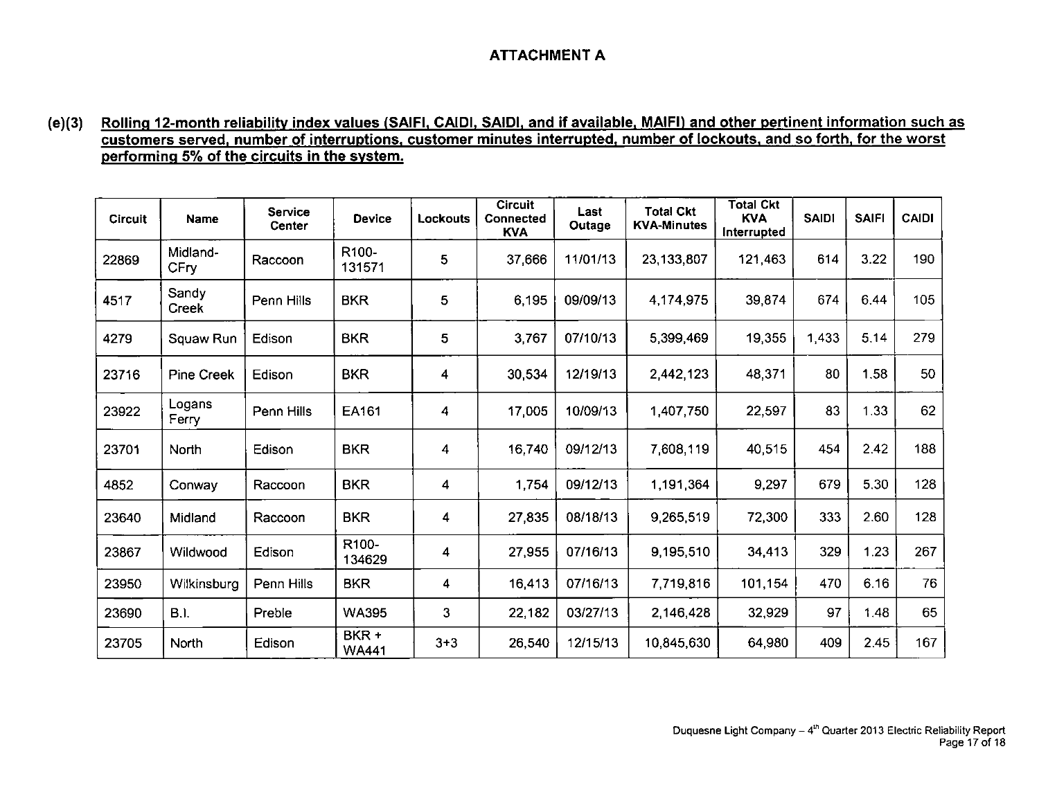## ATTACHMENT A

**(e)(3) Rolling 12-month reliability index values (SAIFI, CAIDI, SAIDI, and if available, MAIFI) and other pertinent information such as customers served, number of interruptions, customer minutes interrupted, number of lockouts, and so forth, for the worst performing 5% of the circuits in the system.**

| Circuit | Name | Service Center | Device | Lockouts | Circuit Connected KVA | Last Outage | Total Ckt KVA-Minutes | Total Ckt KVA Interrupted | SAIDI | SAIFI | CAIDI |
|---|---|---|---|---|---|---|---|---|---|---|---|
| 22869 | Midland-CFry | Raccoon | R100-131571 | 5 | 37,666 | 11/01/13 | 23,133,807 | 121,463 | 614 | 3.22 | 190 |
| 4517 | Sandy Creek | Penn Hills | BKR | 5 | 6,195 | 09/09/13 | 4,174,975 | 39,874 | 674 | 6.44 | 105 |
| 4279 | Squaw Run | Edison | BKR | 5 | 3,767 | 07/10/13 | 5,399,469 | 19,355 | 1,433 | 5.14 | 279 |
| 23716 | Pine Creek | Edison | BKR | 4 | 30,534 | 12/19/13 | 2,442,123 | 48,371 | 80 | 1.58 | 50 |
| 23922 | Logans Ferry | Penn Hills | EA161 | 4 | 17,005 | 10/09/13 | 1,407,750 | 22,597 | 83 | 1.33 | 62 |
| 23701 | North | Edison | BKR | 4 | 16,740 | 09/12/13 | 7,608,119 | 40,515 | 454 | 2.42 | 188 |
| 4852 | Conway | Raccoon | BKR | 4 | 1,754 | 09/12/13 | 1,191,364 | 9,297 | 679 | 5.30 | 128 |
| 23640 | Midland | Raccoon | BKR | 4 | 27,835 | 08/18/13 | 9,265,519 | 72,300 | 333 | 2.60 | 128 |
| 23867 | Wildwood | Edison | R100-134629 | 4 | 27,955 | 07/16/13 | 9,195,510 | 34,413 | 329 | 1.23 | 267 |
| 23950 | Wilkinsburg | Penn Hills | BKR | 4 | 16,413 | 07/16/13 | 7,719,816 | 101,154 | 470 | 6.16 | 76 |
| 23690 | B.I. | Preble | WA395 | 3 | 22,182 | 03/27/13 | 2,146,428 | 32,929 | 97 | 1.48 | 65 |
| 23705 | North | Edison | BKR + WA441 | 3+3 | 26,540 | 12/15/13 | 10,845,630 | 64,980 | 409 | 2.45 | 167 |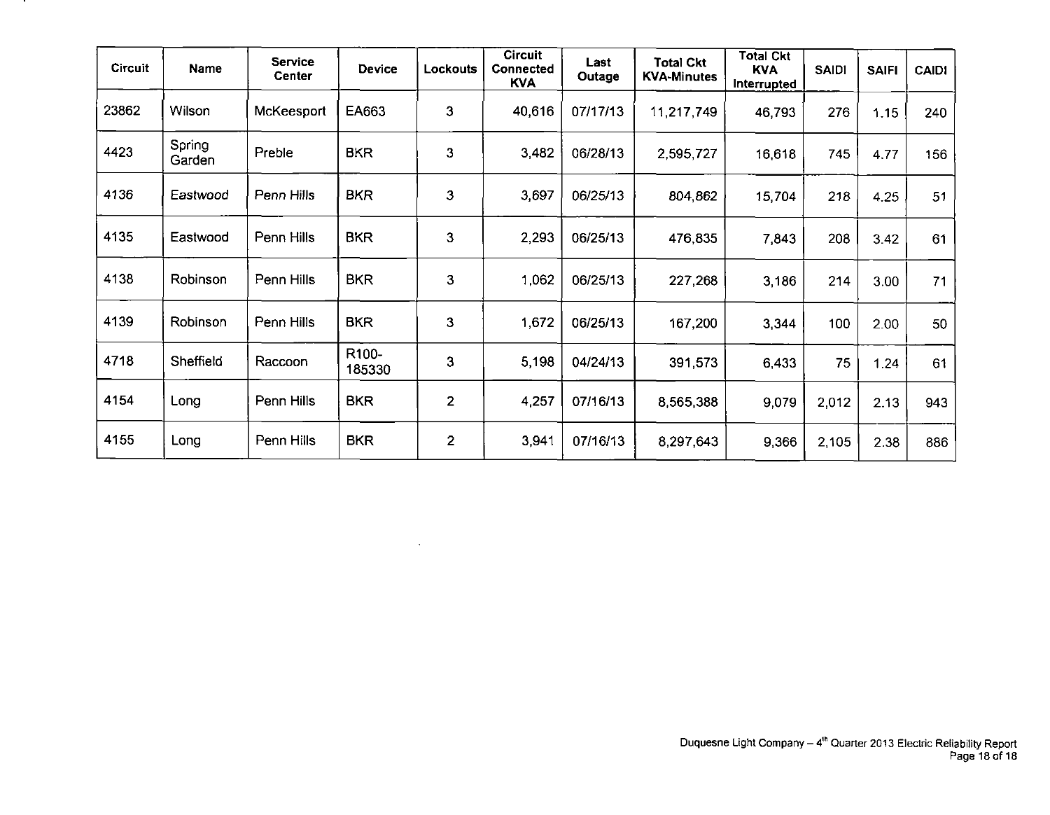| Circuit | Name | Service Center | Device | Lockouts | Circuit Connected KVA | Last Outage | Total Ckt KVA-Minutes | Total Ckt KVA Interrupted | SAIDI | SAIFI | CAIDI |
|---|---|---|---|---|---|---|---|---|---|---|---|
| 23862 | Wilson | McKeesport | EA663 | 3 | 40,616 | 07/17/13 | 11,217,749 | 46,793 | 276 | 1.15 | 240 |
| 4423 | Spring Garden | Preble | BKR | 3 | 3,482 | 06/28/13 | 2,595,727 | 16,618 | 745 | 4.77 | 156 |
| 4136 | Eastwood | Penn Hills | BKR | 3 | 3,697 | 06/25/13 | 804,862 | 15,704 | 218 | 4.25 | 51 |
| 4135 | Eastwood | Penn Hills | BKR | 3 | 2,293 | 06/25/13 | 476,835 | 7,843 | 208 | 3.42 | 61 |
| 4138 | Robinson | Penn Hills | BKR | 3 | 1,062 | 06/25/13 | 227,268 | 3,186 | 214 | 3.00 | 71 |
| 4139 | Robinson | Penn Hills | BKR | 3 | 1,672 | 06/25/13 | 167,200 | 3,344 | 100 | 2.00 | 50 |
| 4718 | Sheffield | Raccoon | R100-185330 | 3 | 5,198 | 04/24/13 | 391,573 | 6,433 | 75 | 1.24 | 61 |
| 4154 | Long | Penn Hills | BKR | 2 | 4,257 | 07/16/13 | 8,565,388 | 9,079 | 2,012 | 2.13 | 943 |
| 4155 | Long | Penn Hills | BKR | 2 | 3,941 | 07/16/13 | 8,297,643 | 9,366 | 2,105 | 2.38 | 886 |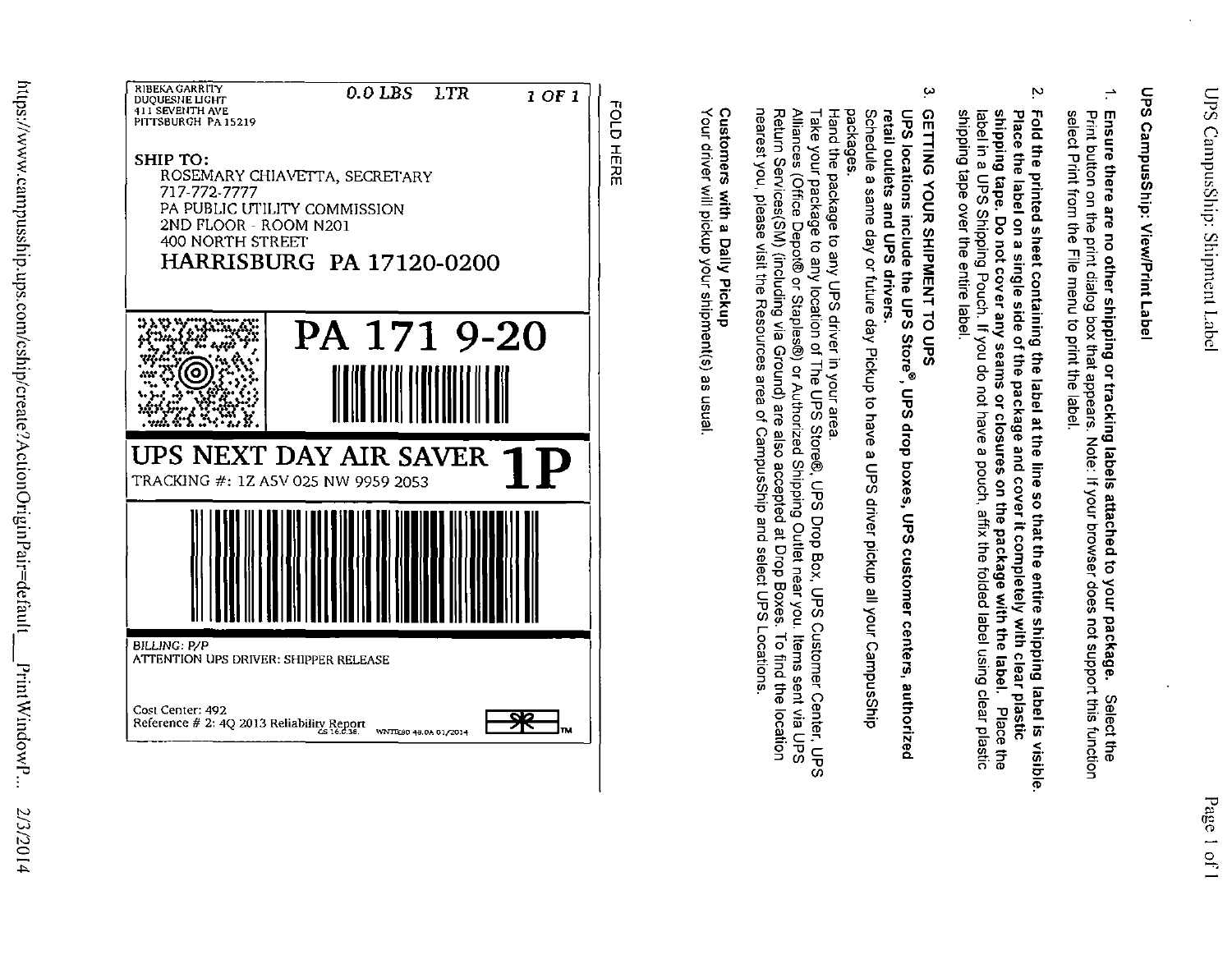## UPS CampusShip: View/Print Label

1. **Ensure there are no other shipping or tracking labels attached to your package.** Select the Print button on the print dialog box that appears. Note: If your browser does not support this function select Print from the File menu to print the label.

2. **Fold the printed sheet containing the label at the line so that the entire shipping label is visible. Place the label on a single side of the package and cover it completely with clear plastic shipping tape. Do not cover any seams or closures on the package with the label.** Place the label in a UPS Shipping Pouch. If you do not have a pouch, affix the folded label using clear plastic shipping tape over the entire label.

3. **GETTING YOUR SHIPMENT TO UPS**
   **UPS locations include the UPS Store®, UPS drop boxes, UPS customer centers, authorized retail outlets and UPS drivers.**
   Schedule a same day or future day Pickup to have a UPS driver pickup all your CampusShip packages.
   Hand the package to any UPS driver in your area.
   Take your package to any location of The UPS Store®, UPS Drop Box, UPS Customer Center, UPS Alliances (Office Depot® or Staples®) or Authorized Shipping Outlet near you. Items sent via UPS Return Services(SM) (including via Ground) are also accepted at Drop Boxes. To find the location nearest you, please visit the Resources area of CampusShip and select UPS Locations.

**Customers with a Daily Pickup**
Your driver will pickup your shipment(s) as usual.

FOLD HERE

RIBEKA GARRITY
DUQUESNE LIGHT
411 SEVENTH AVE
PITTSBURGH PA 15219

0.0 LBS LTR 1 OF 1

**SHIP TO:**
ROSEMARY CHIAVETTA, SECRETARY
717-772-7777
PA PUBLIC UTILITY COMMISSION
2ND FLOOR - ROOM N201
400 NORTH STREET
**HARRISBURG PA 17120-0200**

**PA 171 9-20**

**UPS NEXT DAY AIR SAVER 1P**
TRACKING #: 1Z A5V 025 NW 9959 2053

BILLING: P/P
ATTENTION UPS DRIVER: SHIPPER RELEASE

Cost Center: 492
Reference # 2: 4Q 2013 Reliability Report
CS 16.0.38. WNTIE80 48.0A 01/2014